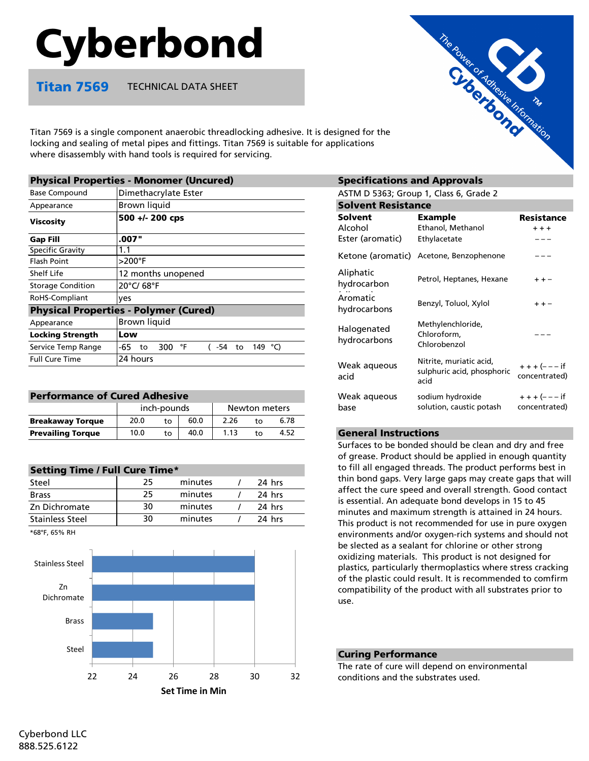# Cyberbond

## Titan 7569 TECHNICAL DATA SHEET

Titan 7569 is a single component anaerobic threadlocking adhesive. It is designed for the locking and sealing of metal pipes and fittings. Titan 7569 is suitable for applications where disassembly with hand tools is required for servicing.

| Physical Properties - Monomer (Uncured) | |
|---|---|
| Base Compound | Dimethacrylate Ester |
| Appearance | Brown liquid |
| **Viscosity** | **500 +/- 200 cps** |
| **Gap Fill** | **.007"** |
| Specific Gravity | 1.1 |
| Flash Point | >200°F |
| Shelf Life | 12 months unopened |
| Storage Condition | 20°C/ 68°F |
| RoHS-Compliant | yes |
| **Physical Properties - Polymer (Cured)** | |
| Appearance | Brown liquid |
| **Locking Strength** | **Low** |
| Service Temp Range | -65 to 300 °F ( -54 to 149 °C) |
| Full Cure Time | 24 hours |

| Performance of Cured Adhesive | inch-pounds | Newton meters |
|---|---|---|
| **Breakaway Torque** | 20.0 to 60.0 | 2.26 to 6.78 |
| **Prevailing Torque** | 10.0 to 40.0 | 1.13 to 4.52 |

| Setting Time / Full Cure Time* | | |
|---|---|---|
| Steel | 25 minutes | 24 hrs |
| Brass | 25 minutes | 24 hrs |
| Zn Dichromate | 30 minutes | 24 hrs |
| Stainless Steel | 30 minutes | 24 hrs |

*68°F, 65% RH

Set Time in Min: Stainless Steel 30; Zn Dichromate 30; Brass 25; Steel 25

## Specifications and Approvals

ASTM D 5363; Group 1, Class 6, Grade 2

## Solvent Resistance

| Solvent | Example | Resistance |
|---|---|---|
| Alcohol | Ethanol, Methanol | + + + |
| Ester (aromatic) | Ethylacetate | − − − |
| Ketone (aromatic) | Acetone, Benzophenone | − − − |
| Aliphatic hydrocarbon | Petrol, Heptanes, Hexane | + + − |
| Aromatic hydrocarbons | Benzyl, Toluol, Xylol | + + − |
| Halogenated hydrocarbons | Methylenchloride, Chloroform, Chlorobenzol | − − − |
| Weak aqueous acid | Nitrite, muriatic acid, sulphuric acid, phosphoric acid | + + + (− − − if concentrated) |
| Weak aqueous base | sodium hydroxide solution, caustic potash | + + + (− − − if concentrated) |

## General Instructions

Surfaces to be bonded should be clean and dry and free of grease. Product should be applied in enough quantity to fill all engaged threads. The product performs best in thin bond gaps. Very large gaps may create gaps that will affect the cure speed and overall strength. Good contact is essential. An adequate bond develops in 15 to 45 minutes and maximum strength is attained in 24 hours. This product is not recommended for use in pure oxygen environments and/or oxygen-rich systems and should not be slected as a sealant for chlorine or other strong oxidizing materials. This product is not designed for plastics, particularly thermoplastics where stress cracking of the plastic could result. It is recommended to comfirm compatibility of the product with all substrates prior to use.

## Curing Performance

The rate of cure will depend on environmental conditions and the substrates used.

Cyberbond LLC
888.525.6122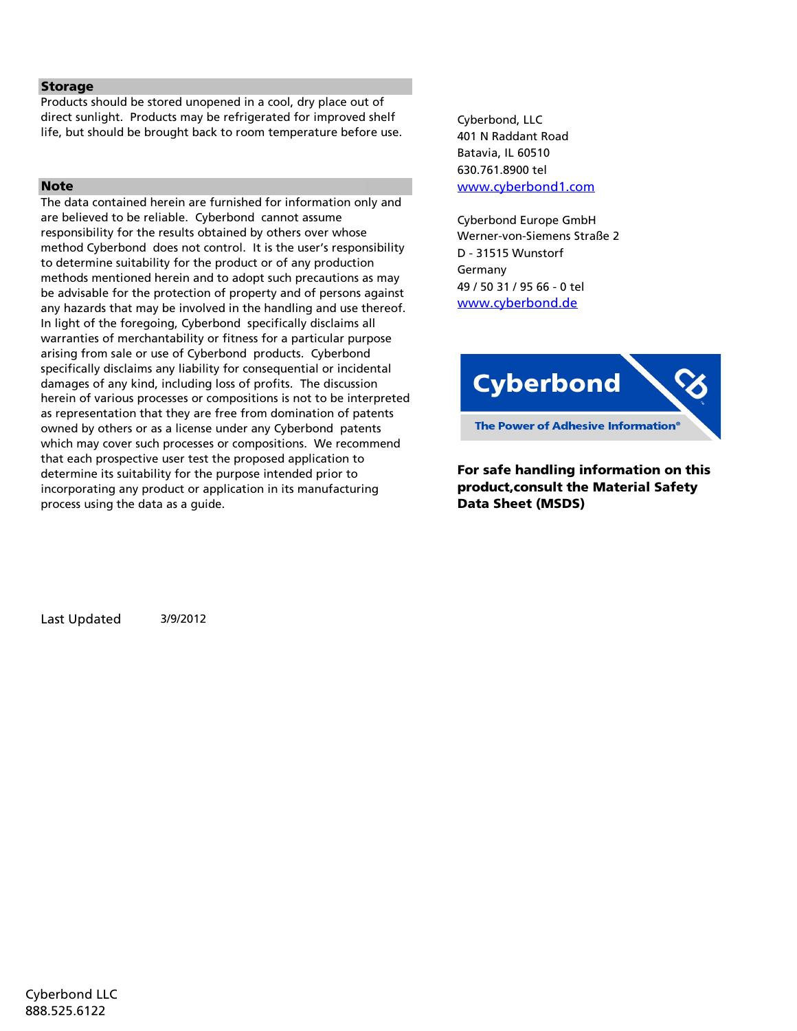## Storage

Products should be stored unopened in a cool, dry place out of direct sunlight. Products may be refrigerated for improved shelf life, but should be brought back to room temperature before use.

## Note

The data contained herein are furnished for information only and are believed to be reliable. Cyberbond cannot assume responsibility for the results obtained by others over whose method Cyberbond does not control. It is the user's responsibility to determine suitability for the product or of any production methods mentioned herein and to adopt such precautions as may be advisable for the protection of property and of persons against any hazards that may be involved in the handling and use thereof. In light of the foregoing, Cyberbond specifically disclaims all warranties of merchantability or fitness for a particular purpose arising from sale or use of Cyberbond products. Cyberbond specifically disclaims any liability for consequential or incidental damages of any kind, including loss of profits. The discussion herein of various processes or compositions is not to be interpreted as representation that they are free from domination of patents owned by others or as a license under any Cyberbond patents which may cover such processes or compositions. We recommend that each prospective user test the proposed application to determine its suitability for the purpose intended prior to incorporating any product or application in its manufacturing process using the data as a guide.

Cyberbond, LLC
401 N Raddant Road
Batavia, IL 60510
630.761.8900 tel
www.cyberbond1.com

Cyberbond Europe GmbH
Werner-von-Siemens Straße 2
D - 31515 Wunstorf
Germany
49 / 50 31 / 95 66 - 0 tel
www.cyberbond.de

Cyberbond

The Power of Adhesive Information®

**For safe handling information on this product,consult the Material Safety Data Sheet (MSDS)**

Last Updated 3/9/2012

Cyberbond LLC
888.525.6122